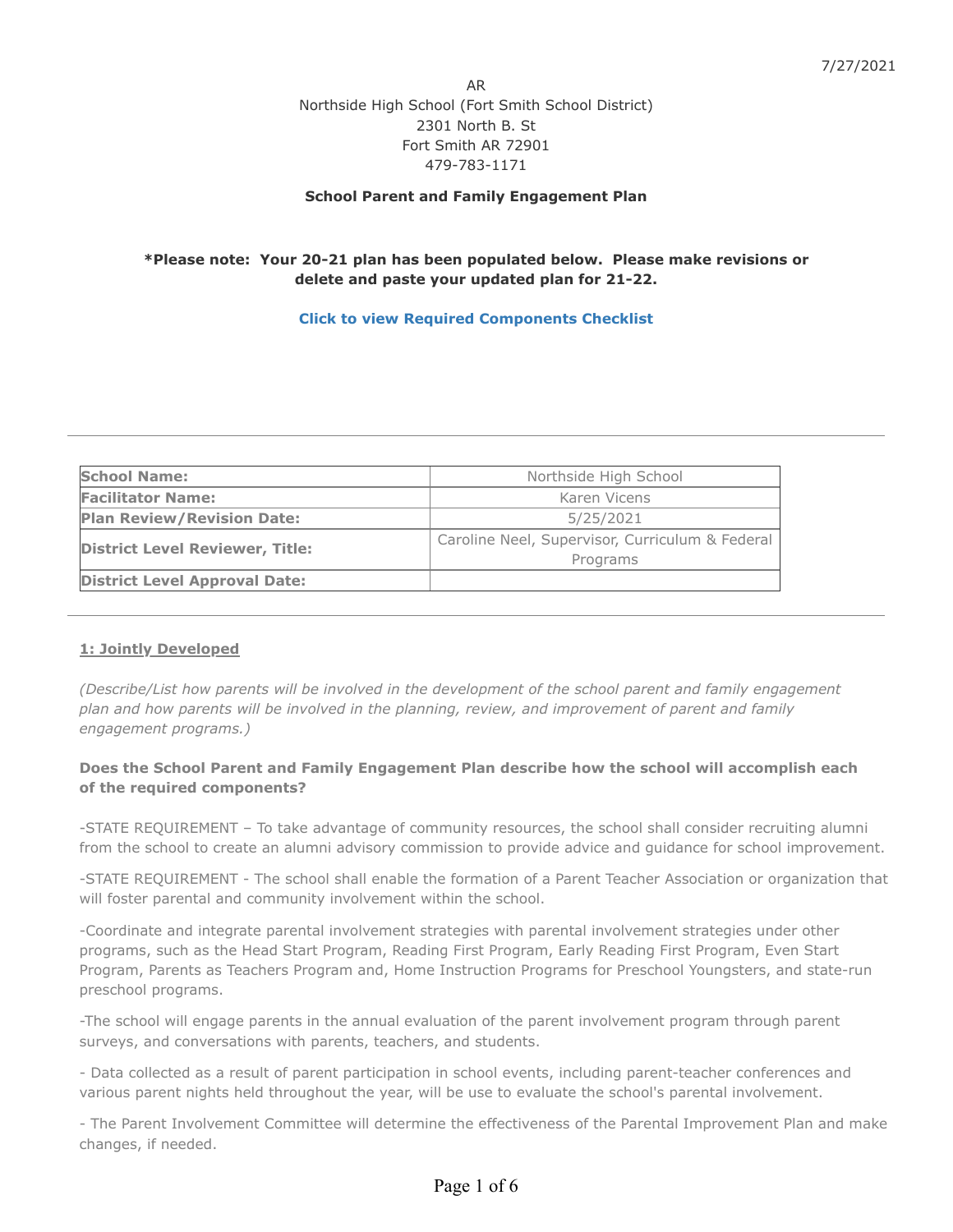7/27/2021

AR
Northside High School (Fort Smith School District)
2301 North B. St
Fort Smith AR 72901
479-783-1171

**School Parent and Family Engagement Plan**

**\*Please note: Your 20-21 plan has been populated below. Please make revisions or delete and paste your updated plan for 21-22.**

**Click to view Required Components Checklist**

---

| School Name: | Northside High School |
|---|---|
| Facilitator Name: | Karen Vicens |
| Plan Review/Revision Date: | 5/25/2021 |
| District Level Reviewer, Title: | Caroline Neel, Supervisor, Curriculum & Federal Programs |
| District Level Approval Date: | |

---

## 1: Jointly Developed

*(Describe/List how parents will be involved in the development of the school parent and family engagement plan and how parents will be involved in the planning, review, and improvement of parent and family engagement programs.)*

**Does the School Parent and Family Engagement Plan describe how the school will accomplish each of the required components?**

-STATE REQUIREMENT – To take advantage of community resources, the school shall consider recruiting alumni from the school to create an alumni advisory commission to provide advice and guidance for school improvement.

-STATE REQUIREMENT - The school shall enable the formation of a Parent Teacher Association or organization that will foster parental and community involvement within the school.

-Coordinate and integrate parental involvement strategies with parental involvement strategies under other programs, such as the Head Start Program, Reading First Program, Early Reading First Program, Even Start Program, Parents as Teachers Program and, Home Instruction Programs for Preschool Youngsters, and state-run preschool programs.

-The school will engage parents in the annual evaluation of the parent involvement program through parent surveys, and conversations with parents, teachers, and students.

- Data collected as a result of parent participation in school events, including parent-teacher conferences and various parent nights held throughout the year, will be use to evaluate the school's parental involvement.

- The Parent Involvement Committee will determine the effectiveness of the Parental Improvement Plan and make changes, if needed.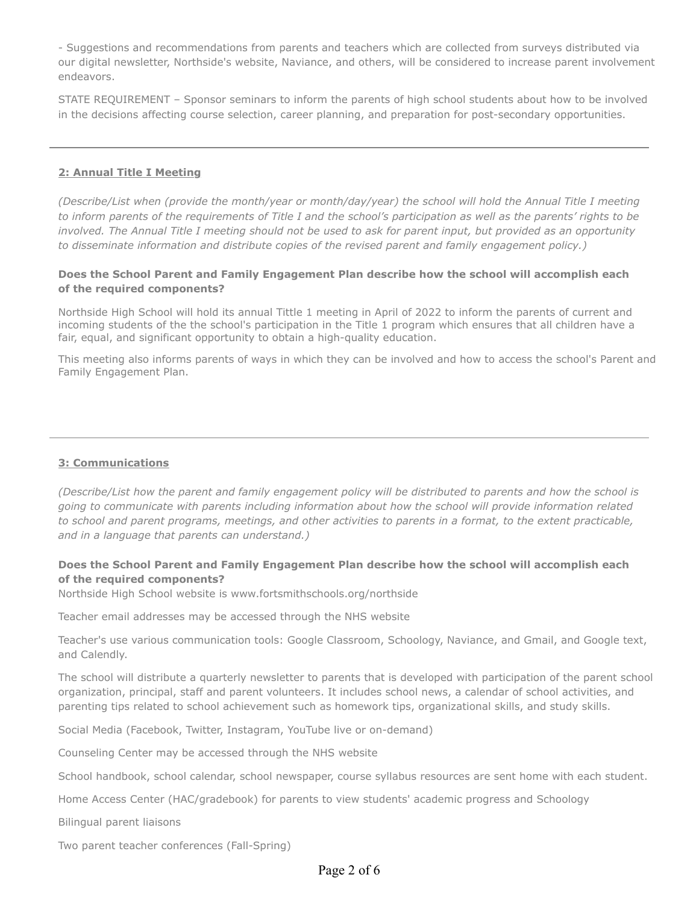- Suggestions and recommendations from parents and teachers which are collected from surveys distributed via our digital newsletter, Northside's website, Naviance, and others, will be considered to increase parent involvement endeavors.

STATE REQUIREMENT – Sponsor seminars to inform the parents of high school students about how to be involved in the decisions affecting course selection, career planning, and preparation for post-secondary opportunities.

---

## 2: Annual Title I Meeting

*(Describe/List when (provide the month/year or month/day/year) the school will hold the Annual Title I meeting to inform parents of the requirements of Title I and the school's participation as well as the parents' rights to be involved. The Annual Title I meeting should not be used to ask for parent input, but provided as an opportunity to disseminate information and distribute copies of the revised parent and family engagement policy.)*

**Does the School Parent and Family Engagement Plan describe how the school will accomplish each of the required components?**

Northside High School will hold its annual Tittle 1 meeting in April of 2022 to inform the parents of current and incoming students of the the school's participation in the Title 1 program which ensures that all children have a fair, equal, and significant opportunity to obtain a high-quality education.

This meeting also informs parents of ways in which they can be involved and how to access the school's Parent and Family Engagement Plan.

---

## 3: Communications

*(Describe/List how the parent and family engagement policy will be distributed to parents and how the school is going to communicate with parents including information about how the school will provide information related to school and parent programs, meetings, and other activities to parents in a format, to the extent practicable, and in a language that parents can understand.)*

**Does the School Parent and Family Engagement Plan describe how the school will accomplish each of the required components?**

Northside High School website is www.fortsmithschools.org/northside

Teacher email addresses may be accessed through the NHS website

Teacher's use various communication tools: Google Classroom, Schoology, Naviance, and Gmail, and Google text, and Calendly.

The school will distribute a quarterly newsletter to parents that is developed with participation of the parent school organization, principal, staff and parent volunteers. It includes school news, a calendar of school activities, and parenting tips related to school achievement such as homework tips, organizational skills, and study skills.

Social Media (Facebook, Twitter, Instagram, YouTube live or on-demand)

Counseling Center may be accessed through the NHS website

School handbook, school calendar, school newspaper, course syllabus resources are sent home with each student.

Home Access Center (HAC/gradebook) for parents to view students' academic progress and Schoology

Bilingual parent liaisons

Two parent teacher conferences (Fall-Spring)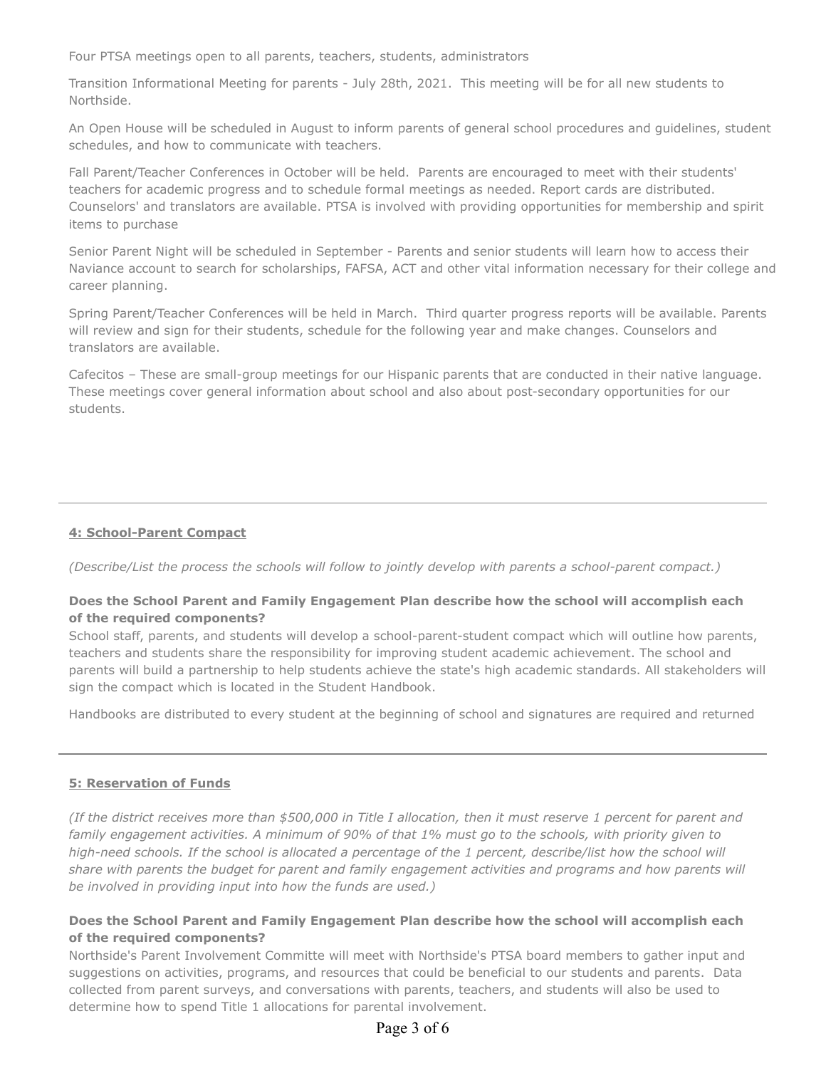Four PTSA meetings open to all parents, teachers, students, administrators

Transition Informational Meeting for parents - July 28th, 2021. This meeting will be for all new students to Northside.

An Open House will be scheduled in August to inform parents of general school procedures and guidelines, student schedules, and how to communicate with teachers.

Fall Parent/Teacher Conferences in October will be held. Parents are encouraged to meet with their students' teachers for academic progress and to schedule formal meetings as needed. Report cards are distributed. Counselors' and translators are available. PTSA is involved with providing opportunities for membership and spirit items to purchase

Senior Parent Night will be scheduled in September - Parents and senior students will learn how to access their Naviance account to search for scholarships, FAFSA, ACT and other vital information necessary for their college and career planning.

Spring Parent/Teacher Conferences will be held in March. Third quarter progress reports will be available. Parents will review and sign for their students, schedule for the following year and make changes. Counselors and translators are available.

Cafecitos – These are small-group meetings for our Hispanic parents that are conducted in their native language. These meetings cover general information about school and also about post-secondary opportunities for our students.

---

## 4: School-Parent Compact

*(Describe/List the process the schools will follow to jointly develop with parents a school-parent compact.)*

**Does the School Parent and Family Engagement Plan describe how the school will accomplish each of the required components?**

School staff, parents, and students will develop a school-parent-student compact which will outline how parents, teachers and students share the responsibility for improving student academic achievement. The school and parents will build a partnership to help students achieve the state's high academic standards. All stakeholders will sign the compact which is located in the Student Handbook.

Handbooks are distributed to every student at the beginning of school and signatures are required and returned

---

## 5: Reservation of Funds

*(If the district receives more than $500,000 in Title I allocation, then it must reserve 1 percent for parent and family engagement activities. A minimum of 90% of that 1% must go to the schools, with priority given to high-need schools. If the school is allocated a percentage of the 1 percent, describe/list how the school will share with parents the budget for parent and family engagement activities and programs and how parents will be involved in providing input into how the funds are used.)*

**Does the School Parent and Family Engagement Plan describe how the school will accomplish each of the required components?**

Northside's Parent Involvement Committe will meet with Northside's PTSA board members to gather input and suggestions on activities, programs, and resources that could be beneficial to our students and parents. Data collected from parent surveys, and conversations with parents, teachers, and students will also be used to determine how to spend Title 1 allocations for parental involvement.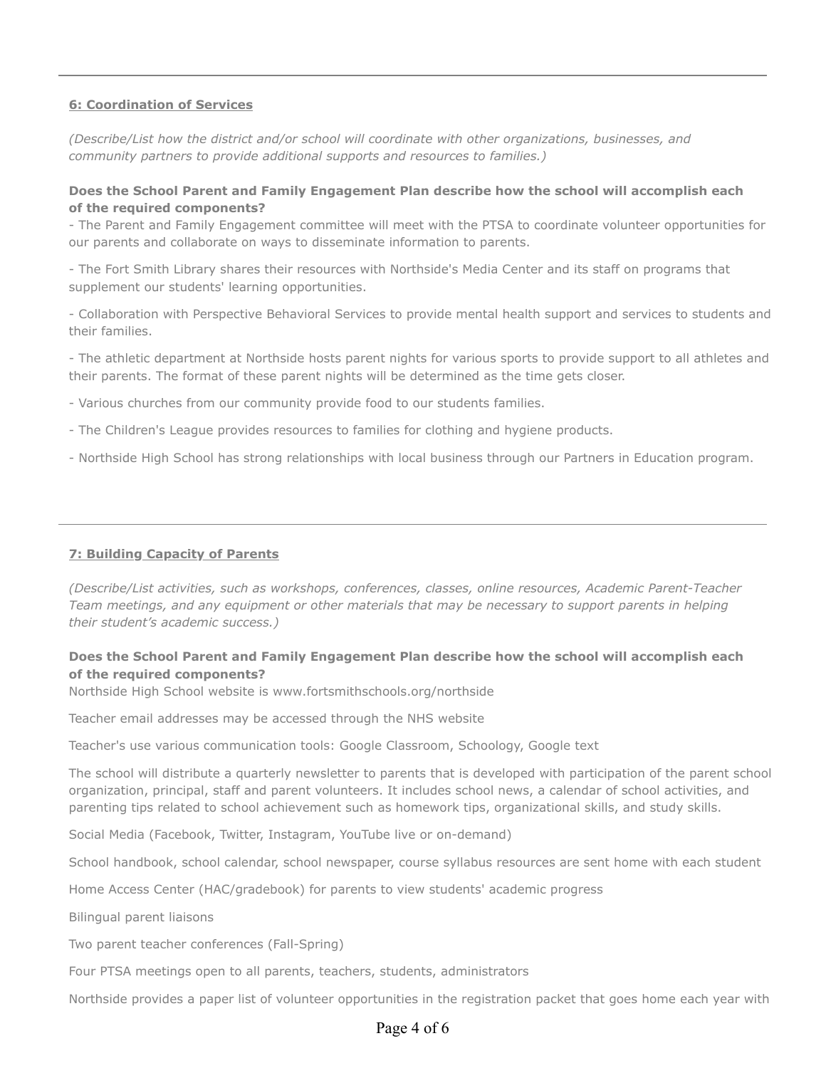---

## 6: Coordination of Services

*(Describe/List how the district and/or school will coordinate with other organizations, businesses, and community partners to provide additional supports and resources to families.)*

**Does the School Parent and Family Engagement Plan describe how the school will accomplish each of the required components?**

- The Parent and Family Engagement committee will meet with the PTSA to coordinate volunteer opportunities for our parents and collaborate on ways to disseminate information to parents.

- The Fort Smith Library shares their resources with Northside's Media Center and its staff on programs that supplement our students' learning opportunities.

- Collaboration with Perspective Behavioral Services to provide mental health support and services to students and their families.

- The athletic department at Northside hosts parent nights for various sports to provide support to all athletes and their parents. The format of these parent nights will be determined as the time gets closer.

- Various churches from our community provide food to our students families.

- The Children's League provides resources to families for clothing and hygiene products.

- Northside High School has strong relationships with local business through our Partners in Education program.

---

## 7: Building Capacity of Parents

*(Describe/List activities, such as workshops, conferences, classes, online resources, Academic Parent-Teacher Team meetings, and any equipment or other materials that may be necessary to support parents in helping their student's academic success.)*

**Does the School Parent and Family Engagement Plan describe how the school will accomplish each of the required components?**

Northside High School website is www.fortsmithschools.org/northside

Teacher email addresses may be accessed through the NHS website

Teacher's use various communication tools: Google Classroom, Schoology, Google text

The school will distribute a quarterly newsletter to parents that is developed with participation of the parent school organization, principal, staff and parent volunteers. It includes school news, a calendar of school activities, and parenting tips related to school achievement such as homework tips, organizational skills, and study skills.

Social Media (Facebook, Twitter, Instagram, YouTube live or on-demand)

School handbook, school calendar, school newspaper, course syllabus resources are sent home with each student

Home Access Center (HAC/gradebook) for parents to view students' academic progress

Bilingual parent liaisons

Two parent teacher conferences (Fall-Spring)

Four PTSA meetings open to all parents, teachers, students, administrators

Northside provides a paper list of volunteer opportunities in the registration packet that goes home each year with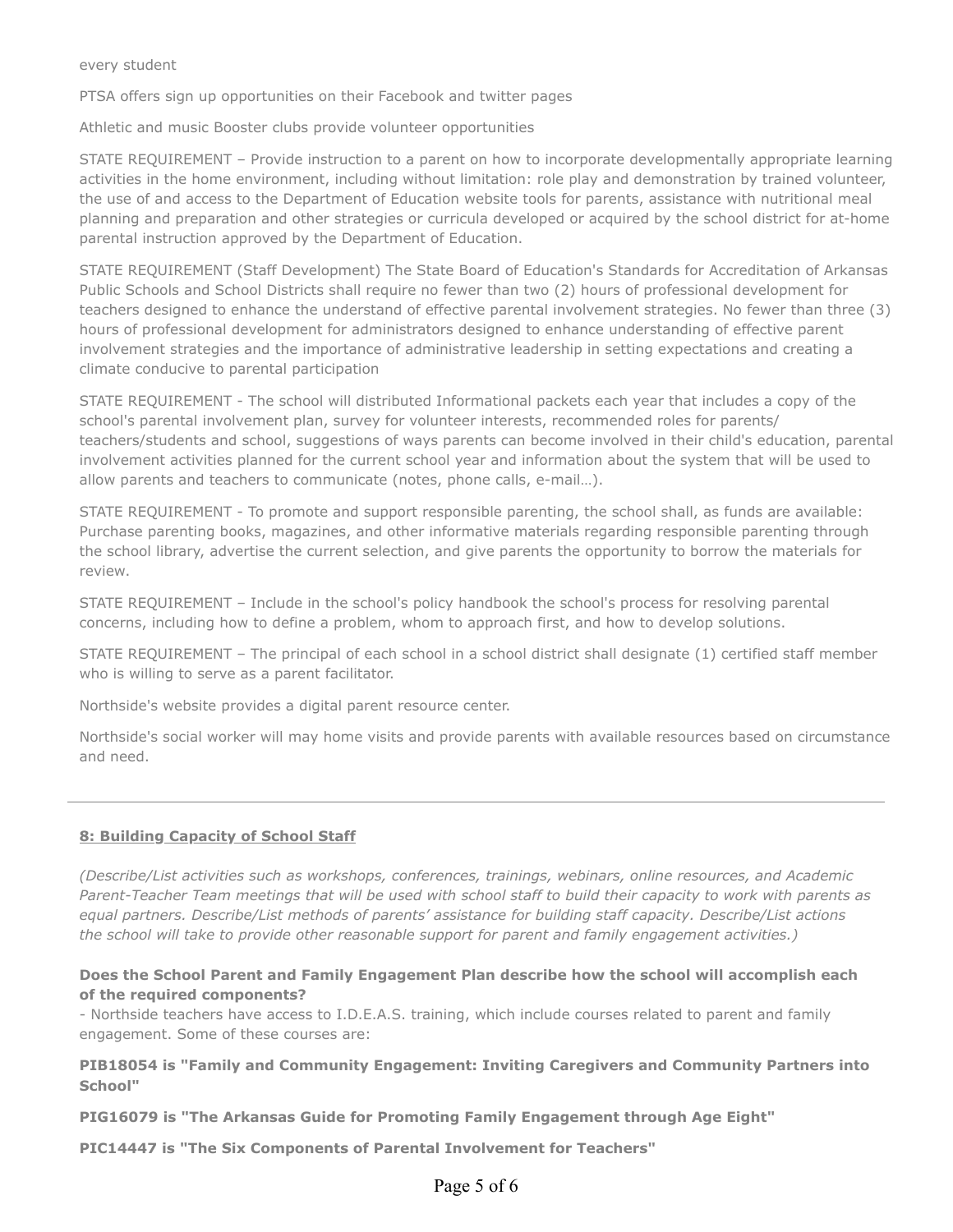every student

PTSA offers sign up opportunities on their Facebook and twitter pages

Athletic and music Booster clubs provide volunteer opportunities

STATE REQUIREMENT – Provide instruction to a parent on how to incorporate developmentally appropriate learning activities in the home environment, including without limitation: role play and demonstration by trained volunteer, the use of and access to the Department of Education website tools for parents, assistance with nutritional meal planning and preparation and other strategies or curricula developed or acquired by the school district for at-home parental instruction approved by the Department of Education.

STATE REQUIREMENT (Staff Development) The State Board of Education's Standards for Accreditation of Arkansas Public Schools and School Districts shall require no fewer than two (2) hours of professional development for teachers designed to enhance the understand of effective parental involvement strategies. No fewer than three (3) hours of professional development for administrators designed to enhance understanding of effective parent involvement strategies and the importance of administrative leadership in setting expectations and creating a climate conducive to parental participation

STATE REQUIREMENT - The school will distributed Informational packets each year that includes a copy of the school's parental involvement plan, survey for volunteer interests, recommended roles for parents/ teachers/students and school, suggestions of ways parents can become involved in their child's education, parental involvement activities planned for the current school year and information about the system that will be used to allow parents and teachers to communicate (notes, phone calls, e-mail…).

STATE REQUIREMENT - To promote and support responsible parenting, the school shall, as funds are available: Purchase parenting books, magazines, and other informative materials regarding responsible parenting through the school library, advertise the current selection, and give parents the opportunity to borrow the materials for review.

STATE REQUIREMENT – Include in the school's policy handbook the school's process for resolving parental concerns, including how to define a problem, whom to approach first, and how to develop solutions.

STATE REQUIREMENT – The principal of each school in a school district shall designate (1) certified staff member who is willing to serve as a parent facilitator.

Northside's website provides a digital parent resource center.

Northside's social worker will may home visits and provide parents with available resources based on circumstance and need.

---

## 8: Building Capacity of School Staff

*(Describe/List activities such as workshops, conferences, trainings, webinars, online resources, and Academic Parent-Teacher Team meetings that will be used with school staff to build their capacity to work with parents as equal partners. Describe/List methods of parents' assistance for building staff capacity. Describe/List actions the school will take to provide other reasonable support for parent and family engagement activities.)*

**Does the School Parent and Family Engagement Plan describe how the school will accomplish each of the required components?**

- Northside teachers have access to I.D.E.A.S. training, which include courses related to parent and family engagement. Some of these courses are:

**PIB18054 is "Family and Community Engagement: Inviting Caregivers and Community Partners into School"**

**PIG16079 is "The Arkansas Guide for Promoting Family Engagement through Age Eight"**

**PIC14447 is "The Six Components of Parental Involvement for Teachers"**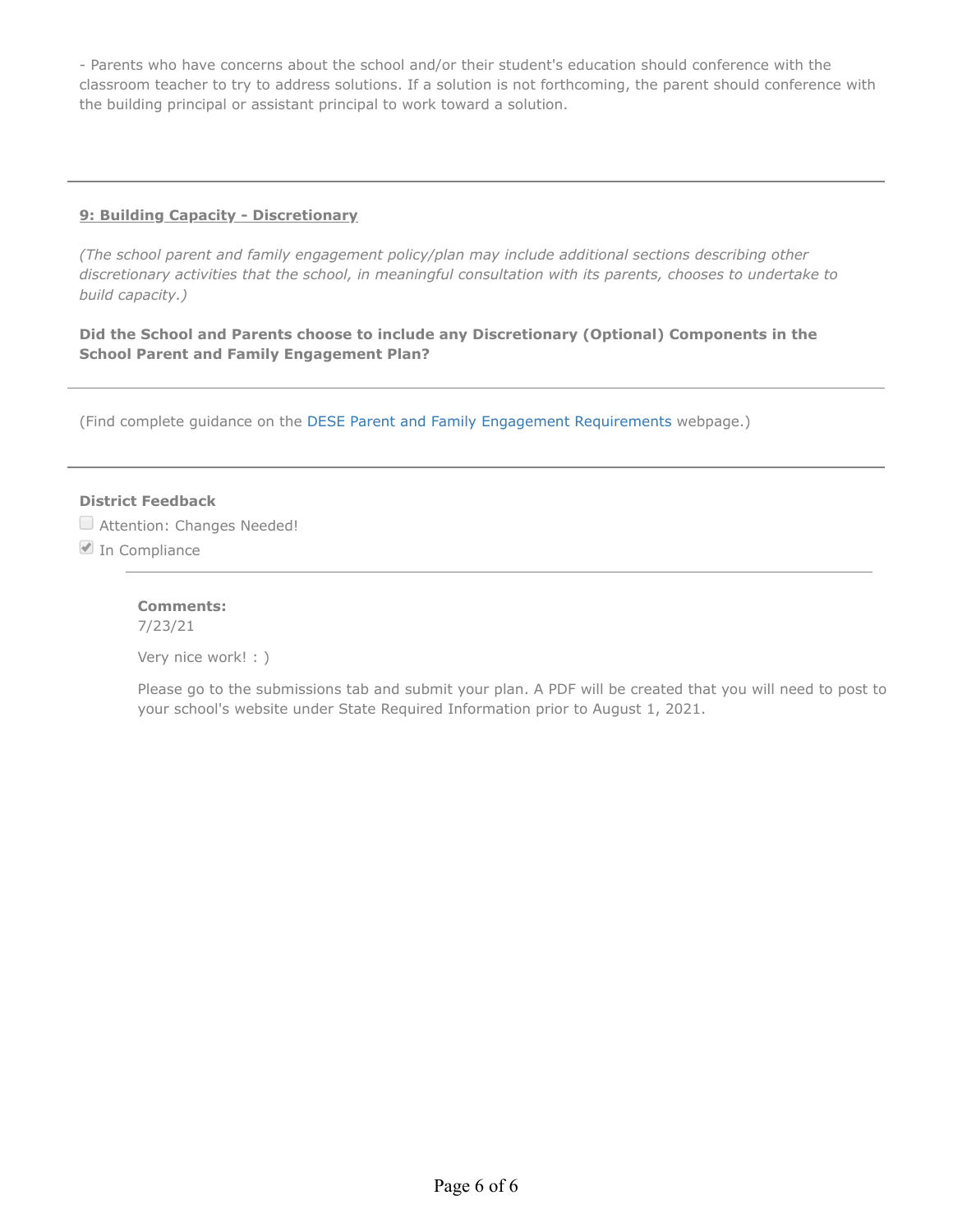- Parents who have concerns about the school and/or their student's education should conference with the classroom teacher to try to address solutions. If a solution is not forthcoming, the parent should conference with the building principal or assistant principal to work toward a solution.

---

**9: Building Capacity - Discretionary**

*(The school parent and family engagement policy/plan may include additional sections describing other discretionary activities that the school, in meaningful consultation with its parents, chooses to undertake to build capacity.)*

**Did the School and Parents choose to include any Discretionary (Optional) Components in the School Parent and Family Engagement Plan?**

---

(Find complete guidance on the DESE Parent and Family Engagement Requirements webpage.)

---

**District Feedback**

- [ ] Attention: Changes Needed!
- [x] In Compliance

---

**Comments:**
7/23/21

Very nice work! : )

Please go to the submissions tab and submit your plan. A PDF will be created that you will need to post to your school's website under State Required Information prior to August 1, 2021.